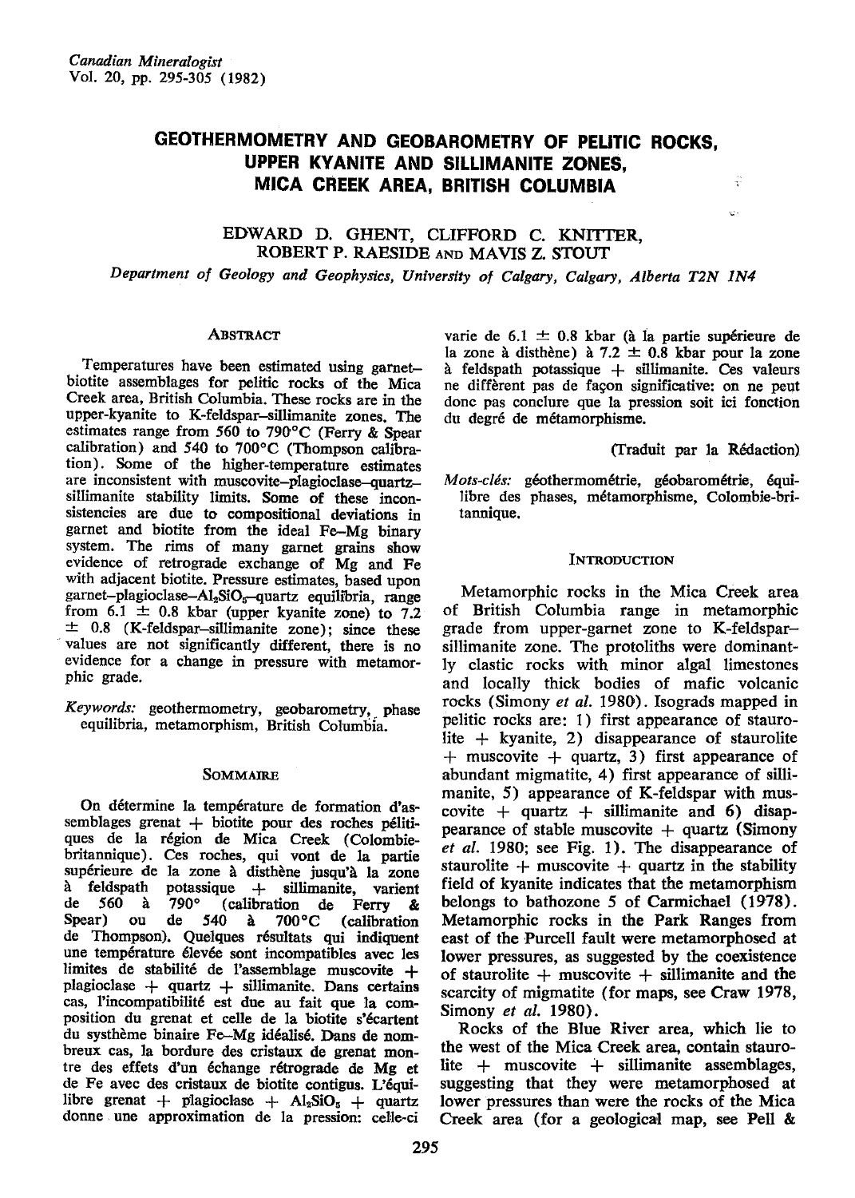# GEOTHERMOMETRY AND GEOBAROMETRY OF PELITIC ROCKS, UPPER KYANITE AND SILLIMANITE ZONES, MICA CREEK AREA, BRITISH COLUMBIA

EDWARD D. GHENT, CLIFFORD C. KNITTER, ROBERT P. RAESIDE AND MAVIS Z. STOUT

*Department of Geology and Geophysics, University of Calgary, Calgary, Alberta T2N 1N4*

## ABSTRACT

Temperatures have been estimated using garnet–biotite assemblages for pelitic rocks of the Mica Creek area, British Columbia. These rocks are in the upper-kyanite to K-feldspar–sillimanite zones. The estimates range from 560 to 790°C (Ferry & Spear calibration) and 540 to 700°C (Thompson calibration). Some of the higher-temperature estimates are inconsistent with muscovite–plagioclase–quartz–sillimanite stability limits. Some of these inconsistencies are due to compositional deviations in garnet and biotite from the ideal Fe–Mg binary system. The rims of many garnet grains show evidence of retrograde exchange of Mg and Fe with adjacent biotite. Pressure estimates, based upon garnet–plagioclase–$Al_2SiO_5$–quartz equilibria, range from 6.1 ± 0.8 kbar (upper kyanite zone) to 7.2 ± 0.8 (K-feldspar–sillimanite zone); since these values are not significantly different, there is no evidence for a change in pressure with metamorphic grade.

*Keywords:* geothermometry, geobarometry, phase equilibria, metamorphism, British Columbia.

## SOMMAIRE

On détermine la température de formation d'assemblages grenat + biotite pour des roches pélitiques de la région de Mica Creek (Colombie-britannique). Ces roches, qui vont de la partie supérieure de la zone à disthène jusqu'à la zone à feldspath potassique + sillimanite, varient de 560 à 790° (calibration de Ferry & Spear) ou de 540 à 700°C (calibration de Thompson). Quelques résultats qui indiquent une température élevée sont incompatibles avec les limites de stabilité de l'assemblage muscovite + plagioclase + quartz + sillimanite. Dans certains cas, l'incompatibilité est due au fait que la composition du grenat et celle de la biotite s'écartent du systhème binaire Fe–Mg idéalisé. Dans de nombreux cas, la bordure des cristaux de grenat montre des effets d'un échange rétrograde de Mg et de Fe avec des cristaux de biotite contigus. L'équilibre grenat + plagioclase + $Al_2SiO_5$ + quartz donne une approximation de la pression: celle-ci varie de 6.1 ± 0.8 kbar (à la partie supérieure de la zone à disthène) à 7.2 ± 0.8 kbar pour la zone à feldspath potassique + sillimanite. Ces valeurs ne diffèrent pas de façon significative: on ne peut donc pas conclure que la pression soit ici fonction du degré de métamorphisme.

(Traduit par la Rédaction)

*Mots-clés:* géothermométrie, géobarométrie, équilibre des phases, métamorphisme, Colombie-britannique.

## INTRODUCTION

Metamorphic rocks in the Mica Creek area of British Columbia range in metamorphic grade from upper-garnet zone to K-feldspar–sillimanite zone. The protoliths were dominantly clastic rocks with minor algal limestones and locally thick bodies of mafic volcanic rocks (Simony *et al.* 1980). Isograds mapped in pelitic rocks are: 1) first appearance of staurolite + kyanite, 2) disappearance of staurolite + muscovite + quartz, 3) first appearance of abundant migmatite, 4) first appearance of sillimanite, 5) appearance of K-feldspar with muscovite + quartz + sillimanite and 6) disappearance of stable muscovite + quartz (Simony *et al.* 1980; see Fig. 1). The disappearance of staurolite + muscovite + quartz in the stability field of kyanite indicates that the metamorphism belongs to bathozone 5 of Carmichael (1978). Metamorphic rocks in the Park Ranges from east of the Purcell fault were metamorphosed at lower pressures, as suggested by the coexistence of staurolite + muscovite + sillimanite and the scarcity of migmatite (for maps, see Craw 1978, Simony *et al.* 1980).

Rocks of the Blue River area, which lie to the west of the Mica Creek area, contain staurolite + muscovite + sillimanite + quartz assemblages, suggesting that they were metamorphosed at lower pressures than were the rocks of the Mica Creek area (for a geological map, see Pell &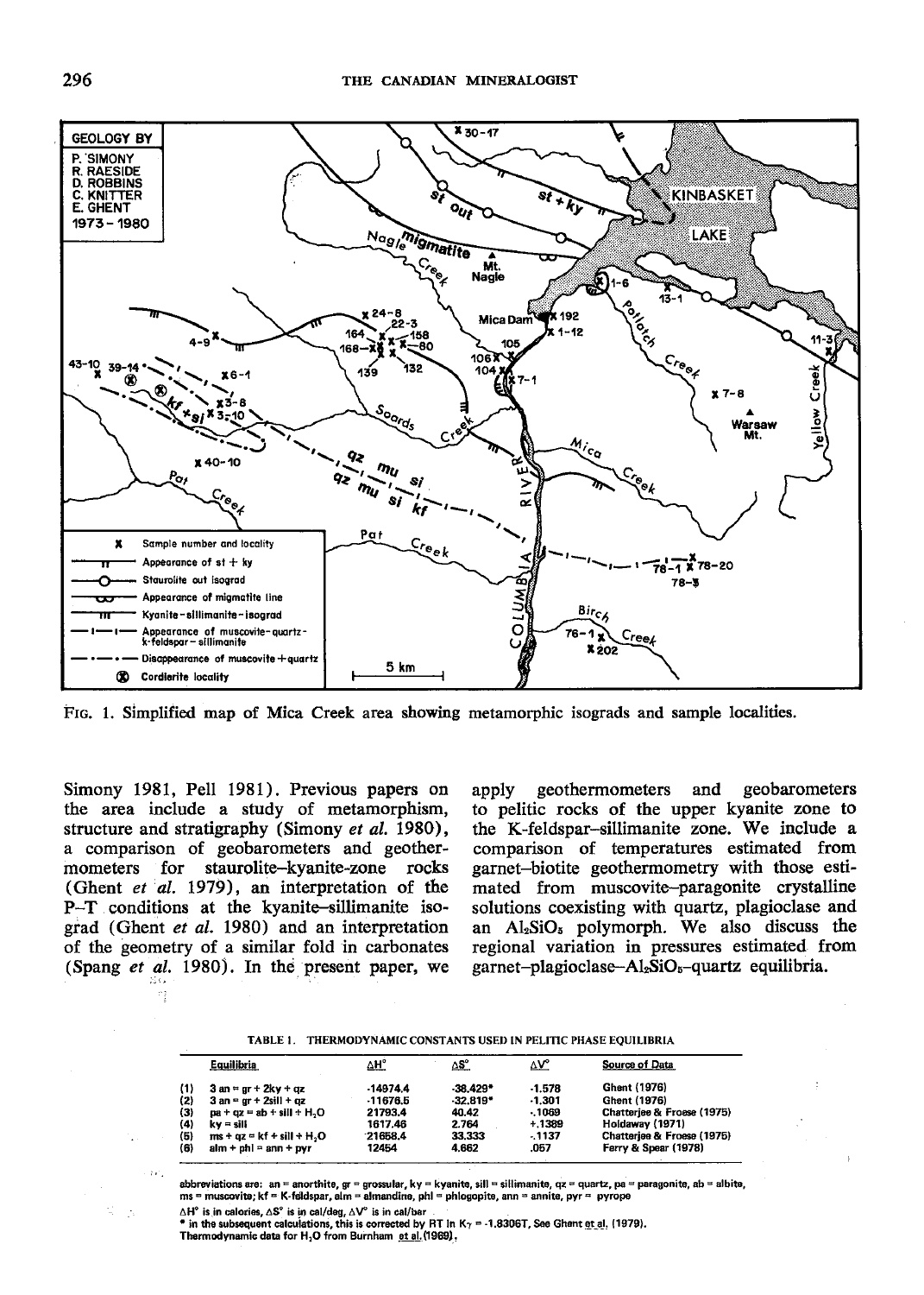FIG. 1. Simplified map of Mica Creek area showing metamorphic isograds and sample localities.

Simony 1981, Pell 1981). Previous papers on the area include a study of metamorphism, structure and stratigraphy (Simony *et al.* 1980), a comparison of geobarometers and geothermometers for staurolite–kyanite-zone rocks (Ghent *et al.* 1979), an interpretation of the P–T conditions at the kyanite–sillimanite isograd (Ghent *et al.* 1980) and an interpretation of the geometry of a similar fold in carbonates (Spang *et al.* 1980). In the present paper, we apply geothermometers and geobarometers to pelitic rocks of the upper kyanite zone to the K-feldspar–sillimanite zone. We include a comparison of temperatures estimated from garnet–biotite geothermometry with those estimated from muscovite–paragonite crystalline solutions coexisting with quartz, plagioclase and an $Al_2SiO_5$ polymorph. We also discuss the regional variation in pressures estimated from garnet–plagioclase–$Al_2SiO_5$–quartz equilibria.

TABLE 1. THERMODYNAMIC CONSTANTS USED IN PELITIC PHASE EQUILIBRIA

| | Equilibria | $\Delta H°$ | $\Delta S°$ | $\Delta V°$ | Source of Data |
|---|---|---|---|---|---|
| (1) | 3 an = gr + 2ky + qz | -14974.4 | -38.429* | -1.578 | Ghent (1976) |
| (2) | 3 an = gr + 2sill + qz | -11676.5 | -32.819* | -1.301 | Ghent (1976) |
| (3) | pa + qz = ab + sill + $H_2O$ | 21793.4 | 40.42 | -.1069 | Chatterjee & Froese (1975) |
| (4) | ky = sill | 1617.46 | 2.764 | +.1389 | Holdaway (1971) |
| (5) | ms + qz = kf + sill + $H_2O$ | 21658.4 | 33.333 | -.1137 | Chatterjee & Froese (1975) |
| (6) | alm + phl = ann + pyr | 12454 | 4.662 | .057 | Ferry & Spear (1978) |

abbreviations are: an = anorthite, gr = grossular, ky = kyanite, sill = sillimanite, qz = quartz, pa = paragonite, ab = albite, ms = muscovite; kf = K-feldspar, alm = almandine, phl = phlogopite, ann = annite, pyr = pyrope

$\Delta H°$ is in calories, $\Delta S°$ is in cal/deg, $\Delta V°$ is in cal/bar

\* in the subsequent calculations, this is corrected by RT ln $K_\gamma$ = -1.8306T, See Ghent et al. (1979).

Thermodynamic data for $H_2O$ from Burnham et al. (1969).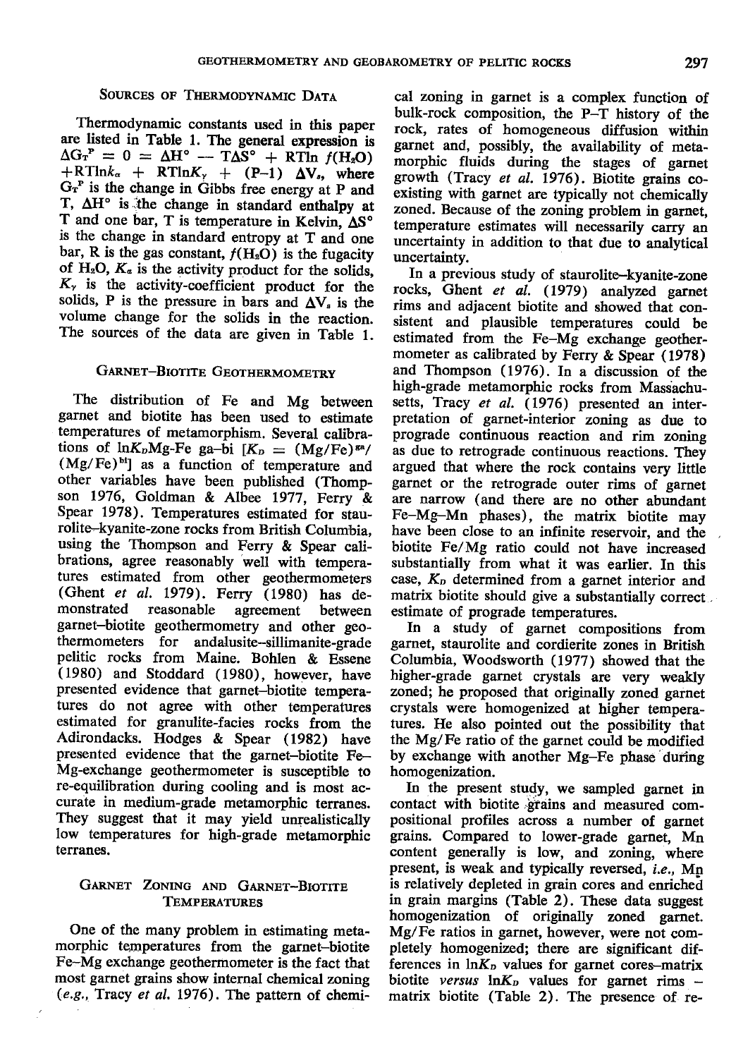## Sources of Thermodynamic Data

Thermodynamic constants used in this paper are listed in Table 1. The general expression is $\Delta G_T^P = 0 = \Delta H^\circ - T\Delta S^\circ + RT\ln f(H_2O) + RT\ln K_a + RT\ln K_\gamma + (P-1)\,\Delta V_s$, where $G_T^P$ is the change in Gibbs free energy at P and T, $\Delta H^\circ$ is the change in standard enthalpy at T and one bar, T is temperature in Kelvin, $\Delta S^\circ$ is the change in standard entropy at T and one bar, R is the gas constant, $f(H_2O)$ is the fugacity of $H_2O$, $K_a$ is the activity product for the solids, $K_\gamma$ is the activity-coefficient product for the solids, P is the pressure in bars and $\Delta V_s$ is the volume change for the solids in the reaction. The sources of the data are given in Table 1.

## Garnet–Biotite Geothermometry

The distribution of Fe and Mg between garnet and biotite has been used to estimate temperatures of metamorphism. Several calibrations of $\ln K_D$Mg-Fe ga–bi [$K_D = (Mg/Fe)^{ga}/(Mg/Fe)^{bi}$] as a function of temperature and other variables have been published (Thompson 1976, Goldman & Albee 1977, Ferry & Spear 1978). Temperatures estimated for staurolite–kyanite-zone rocks from British Columbia, using the Thompson and Ferry & Spear calibrations, agree reasonably well with temperatures estimated from other geothermometers (Ghent *et al.* 1979). Ferry (1980) has demonstrated reasonable agreement between garnet–biotite geothermometry and other geothermometers for andalusite–sillimanite-grade pelitic rocks from Maine. Bohlen & Essene (1980) and Stoddard (1980), however, have presented evidence that garnet–biotite temperatures do not agree with other temperatures estimated for granulite-facies rocks from the Adirondacks. Hodges & Spear (1982) have presented evidence that the garnet–biotite Fe–Mg-exchange geothermometer is susceptible to re-equilibration during cooling and is most accurate in medium-grade metamorphic terranes. They suggest that it may yield unrealistically low temperatures for high-grade metamorphic terranes.

## Garnet Zoning and Garnet–Biotite Temperatures

One of the many problem in estimating metamorphic temperatures from the garnet–biotite Fe–Mg exchange geothermometer is the fact that most garnet grains show internal chemical zoning (*e.g.*, Tracy *et al.* 1976). The pattern of chemical zoning in garnet is a complex function of bulk-rock composition, the P–T history of the rock, rates of homogeneous diffusion within garnet and, possibly, the availability of metamorphic fluids during the stages of garnet growth (Tracy *et al.* 1976). Biotite grains coexisting with garnet are typically not chemically zoned. Because of the zoning problem in garnet, temperature estimates will necessarily carry an uncertainty in addition to that due to analytical uncertainty.

In a previous study of staurolite–kyanite-zone rocks, Ghent *et al.* (1979) analyzed garnet rims and adjacent biotite and showed that consistent and plausible temperatures could be estimated from the Fe–Mg exchange geothermometer as calibrated by Ferry & Spear (1978) and Thompson (1976). In a discussion of the high-grade metamorphic rocks from Massachusetts, Tracy *et al.* (1976) presented an interpretation of garnet-interior zoning as due to prograde continuous reaction and rim zoning as due to retrograde continuous reactions. They argued that where the rock contains very little garnet or the retrograde outer rims of garnet are narrow (and there are no other abundant Fe–Mg–Mn phases), the matrix biotite may have been close to an infinite reservoir, and the biotite Fe/Mg ratio could not have increased substantially from what it was earlier. In this case, $K_D$ determined from a garnet interior and matrix biotite should give a substantially correct estimate of prograde temperatures.

In a study of garnet compositions from garnet, staurolite and cordierite zones in British Columbia, Woodsworth (1977) showed that the higher-grade garnet crystals are very weakly zoned; he proposed that originally zoned garnet crystals were homogenized at higher temperatures. He also pointed out the possibility that the Mg/Fe ratio of the garnet could be modified by exchange with another Mg–Fe phase during homogenization.

In the present study, we sampled garnet in contact with biotite grains and measured compositional profiles across a number of garnet grains. Compared to lower-grade garnet, Mn content generally is low, and zoning, where present, is weak and typically reversed, *i.e.*, Mn is relatively depleted in grain cores and enriched in grain margins (Table 2). These data suggest homogenization of originally zoned garnet. Mg/Fe ratios in garnet, however, were not completely homogenized; there are significant differences in $\ln K_D$ values for garnet cores–matrix biotite *versus* $\ln K_D$ values for garnet rims – matrix biotite (Table 2). The presence of re-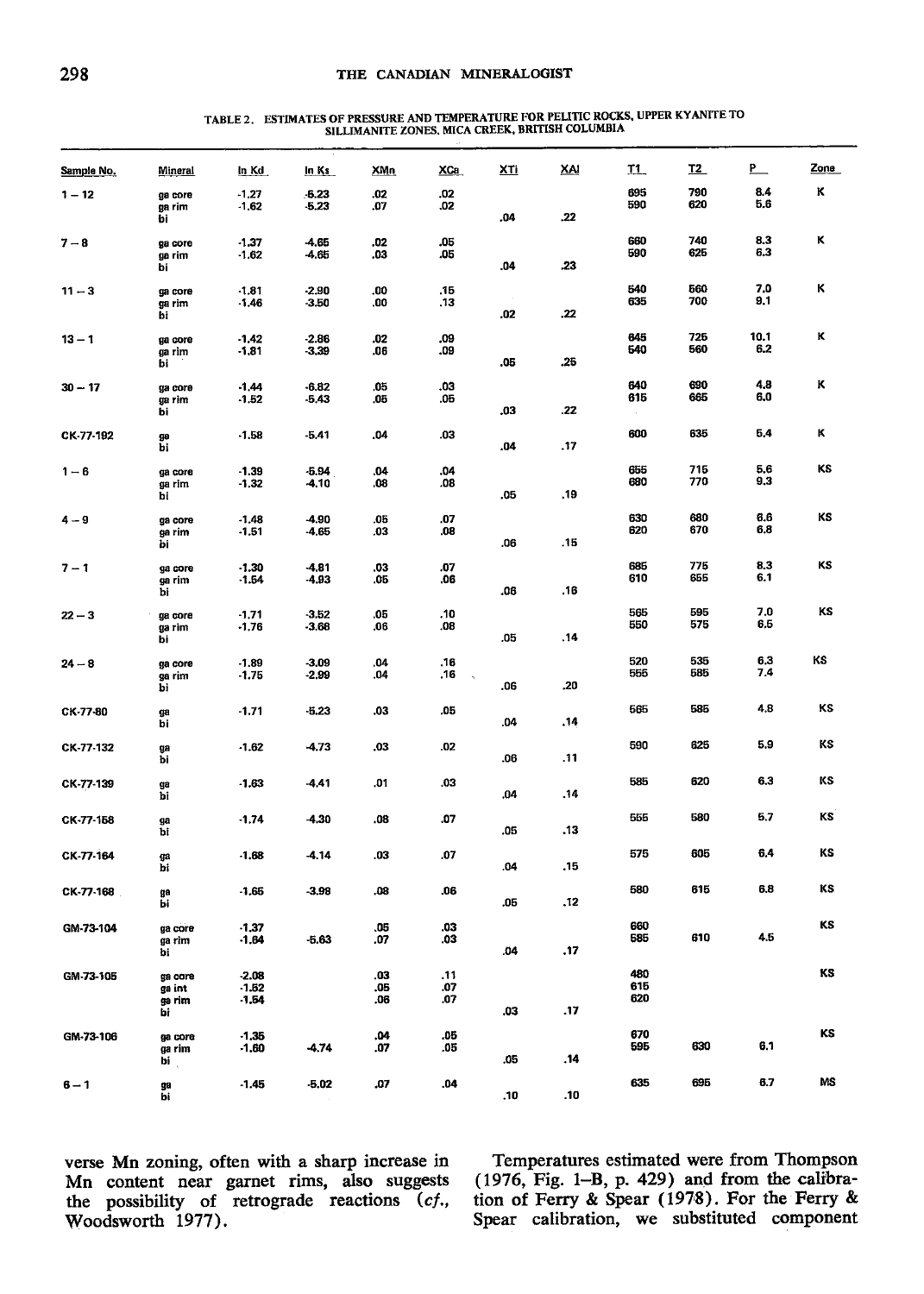TABLE 2. ESTIMATES OF PRESSURE AND TEMPERATURE FOR PELITIC ROCKS, UPPER KYANITE TO SILLIMANITE ZONES, MICA CREEK, BRITISH COLUMBIA

| Sample No. | Mineral | ln Kd | ln Ks | XMn | XCa | XTi | XAl | T1 | T2 | P | Zone |
|---|---|---|---|---|---|---|---|---|---|---|---|
| 1 – 12 | ga core | -1.27 | -6.23 | .02 | .02 | | | 695 | 790 | 8.4 | K |
| | ga rim | -1.62 | -6.23 | .07 | .02 | | | 590 | 620 | 5.6 | |
| | bi | | | | | .04 | .22 | | | | |
| 7 – 8 | ga core | -1.37 | -4.65 | .02 | .05 | | | 660 | 740 | 8.3 | K |
| | ga rim | -1.62 | -4.65 | .03 | .05 | | | 590 | 625 | 6.3 | |
| | bi | | | | | .04 | .23 | | | | |
| 11 – 3 | ga core | -1.81 | -2.90 | .00 | .15 | | | 540 | 560 | 7.0 | K |
| | ga rim | -1.46 | -3.50 | .00 | .13 | | | 635 | 700 | 9.1 | |
| | bi | | | | | .02 | .22 | | | | |
| 13 – 1 | ga core | -1.42 | -2.86 | .02 | .09 | | | 645 | 725 | 10.1 | K |
| | ga rim | -1.81 | -3.39 | .06 | .09 | | | 540 | 560 | 6.2 | |
| | bi | | | | | .05 | .25 | | | | |
| 30 – 17 | ga core | -1.44 | -6.82 | .05 | .03 | | | 640 | 690 | 4.8 | K |
| | ga rim | -1.52 | -5.43 | .05 | .05 | | | 615 | 665 | 6.0 | |
| | bi | | | | | .03 | .22 | | | | |
| CK-77-192 | ga | -1.58 | -5.41 | .04 | .03 | | | 600 | 635 | 5.4 | K |
| | bi | | | | | .04 | .17 | | | | |
| 1 – 6 | ga core | -1.39 | -5.94 | .04 | .04 | | | 655 | 715 | 5.6 | KS |
| | ga rim | -1.32 | -4.10 | .08 | .08 | | | 680 | 770 | 9.3 | |
| | bi | | | | | .05 | .19 | | | | |
| 4 – 9 | ga core | -1.48 | -4.90 | .05 | .07 | | | 630 | 680 | 6.6 | KS |
| | ga rim | -1.51 | -4.65 | .03 | .08 | | | 620 | 670 | 6.8 | |
| | bi | | | | | .06 | .15 | | | | |
| 7 – 1 | ga core | -1.30 | -4.81 | .03 | .07 | | | 685 | 775 | 8.3 | KS |
| | ga rim | -1.54 | -4.93 | .05 | .06 | | | 610 | 655 | 6.1 | |
| | bi | | | | | .06 | .16 | | | | |
| 22 – 3 | ga core | -1.71 | -3.52 | .05 | .10 | | | 565 | 595 | 7.0 | KS |
| | ga rim | -1.76 | -3.66 | .06 | .08 | | | 550 | 575 | 6.5 | |
| | bi | | | | | .05 | .14 | | | | |
| 24 – 8 | ga core | -1.89 | -3.09 | .04 | .16 | | | 520 | 535 | 6.3 | KS |
| | ga rim | -1.75 | -2.99 | .04 | .16 | | | 555 | 585 | 7.4 | |
| | bi | | | | | .06 | .20 | | | | |
| CK-77-80 | ga | -1.71 | -5.23 | .03 | .05 | | | 565 | 585 | 4.8 | KS |
| | bi | | | | | .04 | .14 | | | | |
| CK-77-132 | ga | -1.62 | -4.73 | .03 | .02 | | | 590 | 625 | 5.9 | KS |
| | bi | | | | | .06 | .11 | | | | |
| CK-77-139 | ga | -1.63 | -4.41 | .01 | .03 | | | 585 | 620 | 6.3 | KS |
| | bi | | | | | .04 | .14 | | | | |
| CK-77-158 | ga | -1.74 | -4.30 | .08 | .07 | | | 555 | 580 | 5.7 | KS |
| | bi | | | | | .05 | .13 | | | | |
| CK-77-164 | ga | -1.68 | -4.14 | .03 | .07 | | | 575 | 605 | 6.4 | KS |
| | bi | | | | | .04 | .15 | | | | |
| CK-77-168 | ga | -1.65 | -3.98 | .08 | .06 | | | 580 | 615 | 6.8 | KS |
| | bi | | | | | .05 | .12 | | | | |
| GM-73-104 | ga core | -1.37 | | .05 | .03 | | | 660 | | | KS |
| | ga rim | -1.64 | -5.63 | .07 | .03 | | | 585 | 610 | 4.5 | |
| | bi | | | | | .04 | .17 | | | | |
| GM-73-105 | ga core | -2.08 | | .03 | .11 | | | 480 | | | KS |
| | ga int | -1.52 | | .05 | .07 | | | 615 | | | |
| | ga rim | -1.54 | | .06 | .07 | | | 620 | | | |
| | bi | | | | | .03 | .17 | | | | |
| GM-73-106 | ga core | -1.35 | | .04 | .05 | | | 670 | | | KS |
| | ga rim | -1.60 | -4.74 | .07 | .05 | | | 595 | 630 | 6.1 | |
| | bi | | | | | .05 | .14 | | | | |
| 6 – 1 | ga | -1.45 | -5.02 | .07 | .04 | | | 635 | 695 | 6.7 | MS |
| | bi | | | | | .10 | .10 | | | | |

verse Mn zoning, often with a sharp increase in Mn content near garnet rims, also suggests the possibility of retrograde reactions (*cf.*, Woodsworth 1977).

Temperatures estimated were from Thompson (1976, Fig. 1–B, p. 429) and from the calibration of Ferry & Spear (1978). For the Ferry & Spear calibration, we substituted component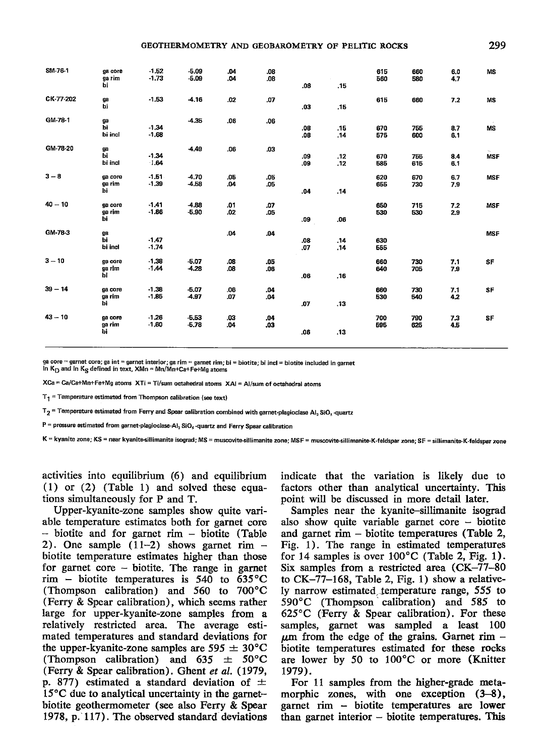| | | | | | | | | | | | |
|---|---|---|---|---|---|---|---|---|---|---|---|
| SM-76-1 | ga core | -1.52 | -5.09 | .04 | .08 | | | 615 | 660 | 6.0 | MS |
| | ga rim | -1.73 | -5.09 | .04 | .08 | | | 560 | 580 | 4.7 | |
| | bi | | | | | .08 | .15 | | | | |
| CK-77-202 | ga | -1.53 | -4.16 | .02 | .07 | | | 615 | 660 | 7.2 | MS |
| | bi | | | | | .03 | .15 | | | | |
| GM-78-1 | ga | | -4.35 | .06 | .06 | | | | | | |
| | bi | -1.34 | | | | .08 | .15 | 670 | 755 | 8.7 | MS |
| | bi incl | -1.68 | | | | .08 | .14 | 575 | 600 | 6.1 | |
| GM-78-20 | ga | | -4.49 | .06 | .03 | | | | | | |
| | bi | -1.34 | | | | .09 | .12 | 670 | 755 | 8.4 | MSF |
| | bi incl | -1.64 | | | | .09 | .12 | 585 | 615 | 6.1 | |
| 3 – 8 | ga core | -1.51 | -4.70 | .05 | .05 | | | 620 | 670 | 6.7 | MSF |
| | ga rim | -1.39 | -4.58 | .04 | .05 | | | 655 | 730 | 7.9 | |
| | bi | | | | | .04 | .14 | | | | |
| 40 – 10 | ga core | -1.41 | -4.88 | .01 | .07 | | | 650 | 715 | 7.2 | MSF |
| | ga rim | -1.86 | -5.90 | .02 | .05 | | | 530 | 530 | 2.9 | |
| | bi | | | | | .09 | .06 | | | | |
| GM-78-3 | ga | | | .04 | .04 | | | | | | MSF |
| | bi | -1.47 | | | | .08 | .14 | 630 | | | |
| | bi incl | -1.74 | | | | .07 | .14 | 555 | | | |
| 3 – 10 | ga core | -1.38 | -5.07 | .08 | .05 | | | 660 | 730 | 7.1 | SF |
| | ga rim | -1.44 | -4.28 | .08 | .06 | | | 640 | 705 | 7.9 | |
| | bi | | | | | .06 | .16 | | | | |
| 39 – 14 | ga core | -1.38 | -5.07 | .06 | .04 | | | 660 | 730 | 7.1 | SF |
| | ga rim | -1.85 | -4.97 | .07 | .04 | | | 530 | 540 | 4.2 | |
| | bi | | | | | .07 | .13 | | | | |
| 43 – 10 | ga core | -1.26 | -5.53 | .03 | .04 | | | 700 | 790 | 7.3 | SF |
| | ga rim | -1.60 | -5.78 | .04 | .03 | | | 595 | 625 | 4.5 | |
| | bi | | | | | .06 | .13 | | | | |

ga core = garnet core; ga int = garnet interior; ga rim = garnet rim; bi = biotite; bi incl = biotite included in garnet
ln $K_D$ and ln $K_S$ defined in text, XMn = Mn/Mn+Ca+Fe+Mg atoms

XCa = Ca/Ca+Mn+Fe+Mg atoms XTi = Ti/sum octahedral atoms XAl = Al/sum of octahedral atoms

$T_1$ = Temperature estimated from Thompson calibration (see text)

$T_2$ = Temperature estimated from Ferry and Spear calibration combined with garnet-plagioclase $Al_2SiO_5$-quartz

P = pressure estimated from garnet-plagioclase-$Al_2SiO_5$-quartz and Ferry Spear calibration

K = kyanite zone; KS = near kyanite-sillimanite isograd; MS = muscovite-sillimanite zone; MSF = muscovite-sillimanite-K-feldspar zone; SF = sillimanite-K-feldspar zone

activities into equilibrium (6) and equilibrium (1) or (2) (Table 1) and solved these equations simultaneously for P and T.

Upper-kyanite-zone samples show quite variable temperature estimates both for garnet core – biotite and for garnet rim – biotite (Table 2). One sample (11–2) shows garnet rim – biotite temperature estimates higher than those for garnet core – biotite. The range in garnet rim – biotite temperatures is 540 to 635°C (Thompson calibration) and 560 to 700°C (Ferry & Spear calibration), which seems rather large for upper-kyanite-zone samples from a relatively restricted area. The average estimated temperatures and standard deviations for the upper-kyanite-zone samples are 595 ± 30°C (Thompson calibration) and 635 ± 50°C (Ferry & Spear calibration). Ghent *et al.* (1979, p. 877) estimated a standard deviation of ± 15°C due to analytical uncertainty in the garnet–biotite geothermometer (see also Ferry & Spear 1978, p. 117). The observed standard deviations indicate that the variation is likely due to factors other than analytical uncertainty. This point will be discussed in more detail later.

Samples near the kyanite–sillimanite isograd also show quite variable garnet core – biotite and garnet rim – biotite temperatures (Table 2, Fig. 1). The range in estimated temperatures for 14 samples is over 100°C (Table 2, Fig. 1). Six samples from a restricted area (CK–77–80 to CK–77–168, Table 2, Fig. 1) show a relatively narrow estimated temperature range, 555 to 590°C (Thompson calibration) and 585 to 625°C (Ferry & Spear calibration). For these samples, garnet was sampled a least 100 μm from the edge of the grains. Garnet rim – biotite temperatures estimated for these rocks are lower by 50 to 100°C or more (Knitter 1979).

For 11 samples from the higher-grade metamorphic zones, with one exception (3–8), garnet rim – biotite temperatures are lower than garnet interior – biotite temperatures. This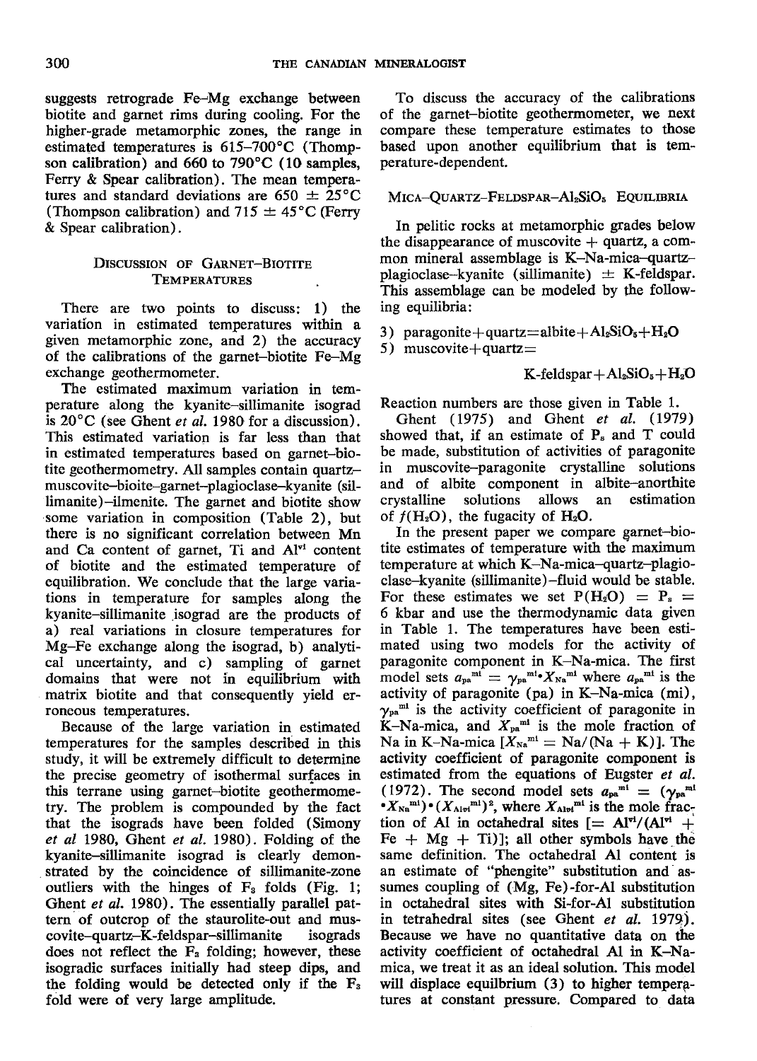suggests retrograde Fe–Mg exchange between biotite and garnet rims during cooling. For the higher-grade metamorphic zones, the range in estimated temperatures is 615–700°C (Thompson calibration) and 660 to 790°C (10 samples, Ferry & Spear calibration). The mean temperatures and standard deviations are 650 ± 25°C (Thompson calibration) and 715 ± 45°C (Ferry & Spear calibration).

## Discussion of Garnet–Biotite Temperatures

There are two points to discuss: 1) the variation in estimated temperatures within a given metamorphic zone, and 2) the accuracy of the calibrations of the garnet–biotite Fe–Mg exchange geothermometer.

The estimated maximum variation in temperature along the kyanite–sillimanite isograd is 20°C (see Ghent *et al.* 1980 for a discussion). This estimated variation is far less than that in estimated temperatures based on garnet–biotite geothermometry. All samples contain quartz–muscovite–bioite–garnet–plagioclase–kyanite (sillimanite)–ilmenite. The garnet and biotite show some variation in composition (Table 2), but there is no significant correlation between Mn and Ca content of garnet, Ti and $Al^{vi}$ content of biotite and the estimated temperature of equilibration. We conclude that the large variations in temperature for samples along the kyanite–sillimanite isograd are the products of a) real variations in closure temperatures for Mg–Fe exchange along the isograd, b) analytical uncertainty, and c) sampling of garnet domains that were not in equilibrium with matrix biotite and that consequently yield erroneous temperatures.

Because of the large variation in estimated temperatures for the samples described in this study, it will be extremely difficult to determine the precise geometry of isothermal surfaces in this terrane using garnet–biotite geothermometry. The problem is compounded by the fact that the isograds have been folded (Simony *et al* 1980, Ghent *et al.* 1980). Folding of the kyanite–sillimanite isograd is clearly demonstrated by the coincidence of sillimanite-zone outliers with the hinges of $F_3$ folds (Fig. 1; Ghent *et al.* 1980). The essentially parallel pattern of outcrop of the staurolite-out and muscovite–quartz–K-feldspar–sillimanite isograds does not reflect the $F_3$ folding; however, these isogradic surfaces initially had steep dips, and the folding would be detected only if the $F_3$ fold were of very large amplitude.

To discuss the accuracy of the calibrations of the garnet–biotite geothermometer, we next compare these temperature estimates to those based upon another equilibrium that is temperature-dependent.

## Mica–Quartz–Feldspar–$Al_2SiO_5$ Equilibria

In pelitic rocks at metamorphic grades below the disappearance of muscovite + quartz, a common mineral assemblage is K–Na-mica–quartz–plagioclase–kyanite (sillimanite) ± K-feldspar. This assemblage can be modeled by the following equilibria:

3) paragonite + quartz = albite + $Al_2SiO_5$ + $H_2O$

5) muscovite + quartz = K-feldspar + $Al_2SiO_5$ + $H_2O$

Reaction numbers are those given in Table 1.

Ghent (1975) and Ghent *et al.* (1979) showed that, if an estimate of $P_s$ and T could be made, substitution of activities of paragonite in muscovite–paragonite crystalline solutions and of albite component in albite–anorthite crystalline solutions allows an estimation of $f(H_2O)$, the fugacity of $H_2O$.

In the present paper we compare garnet–biotite estimates of temperature with the maximum temperature at which K–Na-mica–quartz–plagioclase–kyanite (sillimanite)–fluid would be stable. For these estimates we set $P(H_2O) = P_s =$ 6 kbar and use the thermodynamic data given in Table 1. The temperatures have been estimated using two models for the activity of paragonite component in K–Na-mica. The first model sets $a_{pa}^{mi} = \gamma_{pa}^{mi} \cdot X_{Na}^{mi}$ where $a_{pa}^{mi}$ is the activity of paragonite (pa) in K–Na-mica (mi), $\gamma_{pa}^{mi}$ is the activity coefficient of paragonite in K–Na-mica, and $X_{pa}^{mi}$ is the mole fraction of Na in K–Na-mica [$X_{Na}^{mi} = Na/(Na + K)$]. The activity coefficient of paragonite component is estimated from the equations of Eugster *et al.* (1972). The second model sets $a_{pa}^{mi} = (\gamma_{pa}^{mi} \cdot X_{Na}^{mi}) \cdot (X_{Alvi}^{mi})^2$, where $X_{Alvi}^{mi}$ is the mole fraction of Al in octahedral sites [$= Al^{vi}/(Al^{vi} + Fe + Mg + Ti)$]; all other symbols have the same definition. The octahedral Al content is an estimate of "phengite" substitution and assumes coupling of (Mg, Fe)-for-Al substitution in octahedral sites with Si-for-Al substitution in tetrahedral sites (see Ghent *et al.* 1979). Because we have no quantitative data on the activity coefficient of octahedral Al in K–Na-mica, we treat it as an ideal solution. This model will displace equilibrium (3) to higher temperatures at constant pressure. Compared to data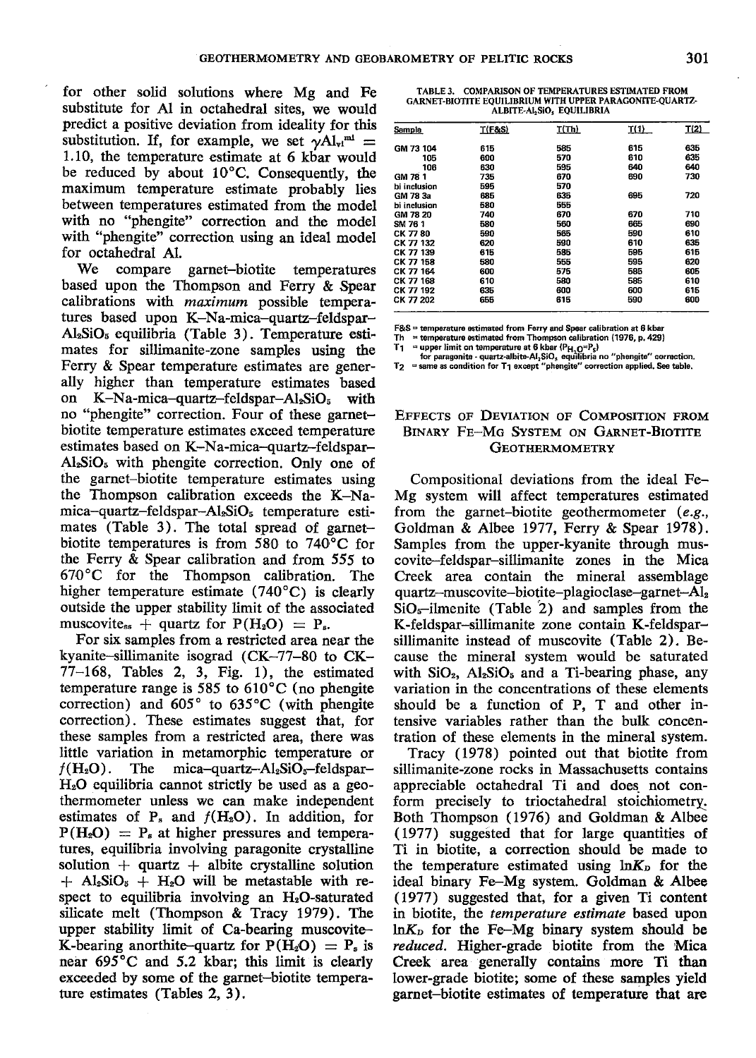for other solid solutions where Mg and Fe substitute for Al in octahedral sites, we would predict a positive deviation from ideality for this substitution. If, for example, we set $\gamma Al_{vi}^{ml} = 1.10$, the temperature estimate at 6 kbar would be reduced by about 10°C. Consequently, the maximum temperature estimate probably lies between temperatures estimated from the model with no "phengite" correction and the model with "phengite" correction using an ideal model for octahedral Al.

We compare garnet–biotite temperatures based upon the Thompson and Ferry & Spear calibrations with *maximum* possible temperatures based upon K–Na-mica–quartz–feldspar–$Al_2SiO_5$ equilibria (Table 3). Temperature estimates for sillimanite-zone samples using the Ferry & Spear temperature estimates are generally higher than temperature estimates based on K–Na-mica–quartz–feldspar–$Al_2SiO_5$ with no "phengite" correction. Four of these garnet–biotite temperature estimates exceed temperature estimates based on K–Na-mica–quartz–feldspar–$Al_2SiO_5$ with phengite correction. Only one of the garnet–biotite temperature estimates using the Thompson calibration exceeds the K–Na-mica–quartz–feldspar–$Al_2SiO_5$ temperature estimates (Table 3). The total spread of garnet–biotite temperatures is from 580 to 740°C for the Ferry & Spear calibration and from 555 to 670°C for the Thompson calibration. The higher temperature estimate (740°C) is clearly outside the upper stability limit of the associated muscovite$_{ss}$ + quartz for $P(H_2O) = P_s$.

For six samples from a restricted area near the kyanite–sillimanite isograd (CK–77–80 to CK–77–168, Tables 2, 3, Fig. 1), the estimated temperature range is 585 to 610°C (no phengite correction) and 605° to 635°C (with phengite correction). These estimates suggest that, for these samples from a restricted area, there was little variation in metamorphic temperature or $f(H_2O)$. The mica–quartz–$Al_2SiO_5$–feldspar–$H_2O$ equilibria cannot strictly be used as a geothermometer unless we can make independent estimates of $P_s$ and $f(H_2O)$. In addition, for $P(H_2O) = P_s$ at higher pressures and temperatures, equilibria involving paragonite crystalline solution + quartz + albite crystalline solution + $Al_2SiO_5$ + $H_2O$ will be metastable with respect to equilibria involving an $H_2O$-saturated silicate melt (Thompson & Tracy 1979). The upper stability limit of Ca-bearing muscovite–K-bearing anorthite–quartz for $P(H_2O) = P_s$ is near 695°C and 5.2 kbar; this limit is clearly exceeded by some of the garnet–biotite temperature estimates (Tables 2, 3).

TABLE 3. COMPARISON OF TEMPERATURES ESTIMATED FROM GARNET-BIOTITE EQUILIBRIUM WITH UPPER PARAGONITE-QUARTZ-ALBITE-$Al_2SiO_5$ EQUILIBRIA

| Sample | T(F&S) | T(Th) | T(1) | T(2) |
|---|---|---|---|---|
| GM 73 104 | 615 | 585 | 615 | 635 |
| 105 | 600 | 570 | 610 | 635 |
| 106 | 630 | 595 | 640 | 640 |
| GM 78 1 | 735 | 670 | 690 | 730 |
| bi inclusion | 595 | 570 | | |
| GM 78 3a | 685 | 635 | 695 | 720 |
| bi inclusion | 580 | 555 | | |
| GM 78 20 | 740 | 670 | 670 | 710 |
| SM 76 1 | 580 | 560 | 665 | 690 |
| CK 77 80 | 590 | 565 | 590 | 610 |
| CK 77 132 | 620 | 590 | 610 | 635 |
| CK 77 139 | 615 | 585 | 595 | 615 |
| CK 77 158 | 580 | 555 | 595 | 620 |
| CK 77 164 | 600 | 575 | 585 | 605 |
| CK 77 168 | 610 | 580 | 585 | 610 |
| CK 77 192 | 635 | 600 | 600 | 615 |
| CK 77 202 | 655 | 615 | 590 | 600 |

F&S = temperature estimated from Ferry and Spear calibration at 6 kbar
Th = temperature estimated from Thompson calibration (1976, p. 429)
T1 = upper limit on temperature at 6 kbar ($P_{H_2O}=P_s$) for paragonite - quartz-albite-$Al_2SiO_5$ equilibria no "phengite" correction.
T2 = same as condition for T1 except "phengite" correction applied. See table.

## Effects of Deviation of Composition from Binary Fe–Mg System on Garnet-Biotite Geothermometry

Compositional deviations from the ideal Fe–Mg system will affect temperatures estimated from the garnet–biotite geothermometer (*e.g.*, Goldman & Albee 1977, Ferry & Spear 1978). Samples from the upper-kyanite through muscovite–feldspar–sillimanite zones in the Mica Creek area contain the mineral assemblage quartz–muscovite–biotite–plagioclase–garnet–$Al_2SiO_5$–ilmenite (Table 2) and samples from the K-feldspar–sillimanite zone contain K-feldspar–sillimanite instead of muscovite (Table 2). Because the mineral system would be saturated with $SiO_2$, $Al_2SiO_5$ and a Ti-bearing phase, any variation in the concentrations of these elements should be a function of P, T and other intensive variables rather than the bulk concentration of these elements in the mineral system.

Tracy (1978) pointed out that biotite from sillimanite-zone rocks in Massachusetts contains appreciable octahedral Ti and does not conform precisely to trioctahedral stoichiometry. Both Thompson (1976) and Goldman & Albee (1977) suggested that for large quantities of Ti in biotite, a correction should be made to the temperature estimated using $\ln K_D$ for the ideal binary Fe–Mg system. Goldman & Albee (1977) suggested that, for a given Ti content in biotite, the *temperature estimate* based upon $\ln K_D$ for the Fe–Mg binary system should be *reduced*. Higher-grade biotite from the Mica Creek area generally contains more Ti than lower-grade biotite; some of these samples yield garnet–biotite estimates of temperature that are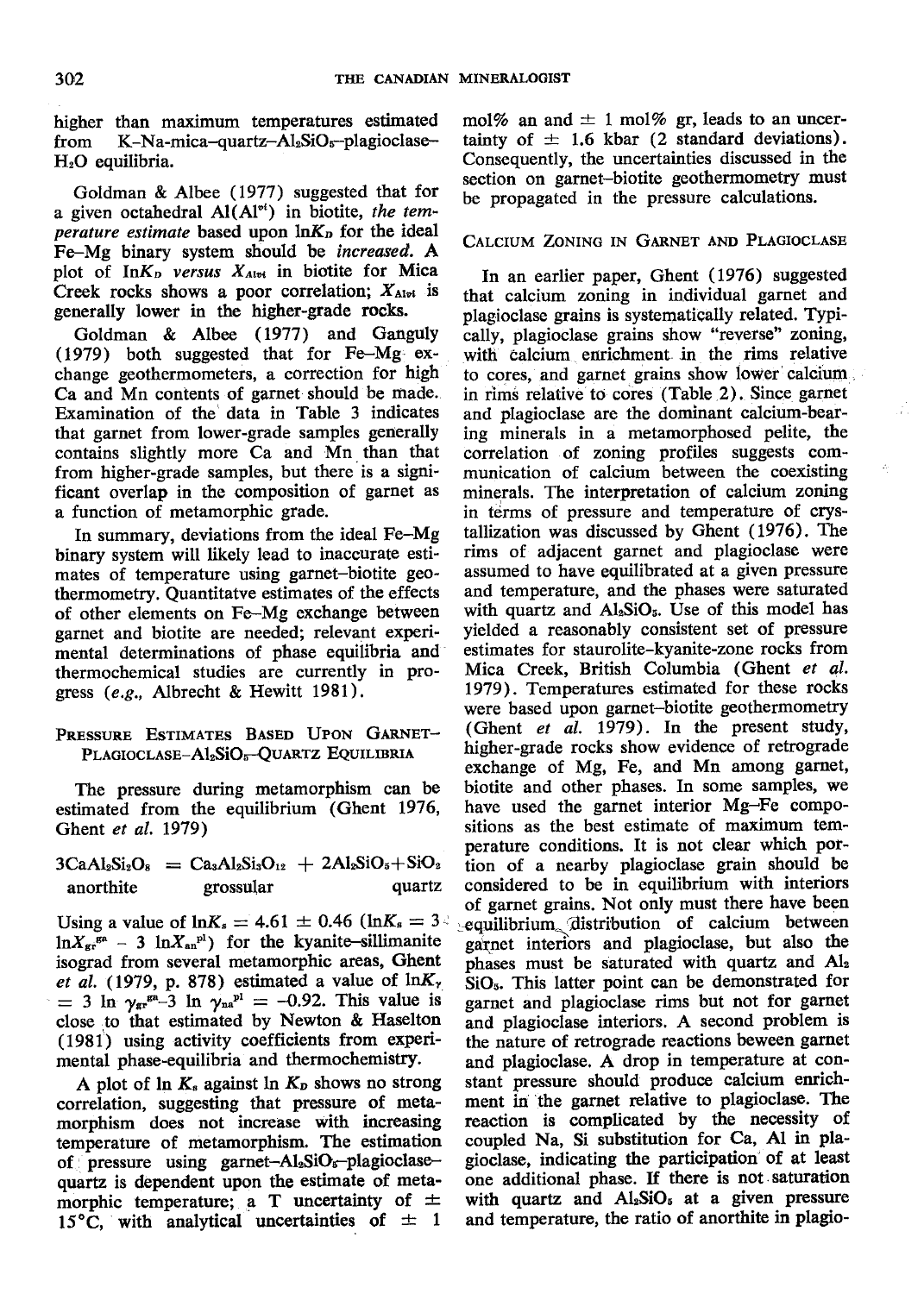higher than maximum temperatures estimated from K–Na-mica–quartz–$Al_2SiO_5$–plagioclase–$H_2O$ equilibria.

Goldman & Albee (1977) suggested that for a given octahedral Al($Al^{vi}$) in biotite, *the temperature estimate* based upon $\ln K_D$ for the ideal Fe–Mg binary system should be *increased.* A plot of $\ln K_D$ *versus* $X_{Altot}$ in biotite for Mica Creek rocks shows a poor correlation; $X_{Altot}$ is generally lower in the higher-grade rocks.

Goldman & Albee (1977) and Ganguly (1979) both suggested that for Fe–Mg exchange geothermometers, a correction for high Ca and Mn contents of garnet should be made. Examination of the data in Table 3 indicates that garnet from lower-grade samples generally contains slightly more Ca and Mn than that from higher-grade samples, but there is a significant overlap in the composition of garnet as a function of metamorphic grade.

In summary, deviations from the ideal Fe–Mg binary system will likely lead to inaccurate estimates of temperature using garnet–biotite geothermometry. Quantitatve estimates of the effects of other elements on Fe–Mg exchange between garnet and biotite are needed; relevant experimental determinations of phase equilibria and thermochemical studies are currently in progress (*e.g.*, Albrecht & Hewitt 1981).

## Pressure Estimates Based Upon Garnet–Plagioclase–$Al_2SiO_5$–Quartz Equilibria

The pressure during metamorphism can be estimated from the equilibrium (Ghent 1976, Ghent *et al.* 1979)

$$\underset{\text{anorthite}}{3CaAl_2Si_2O_8} = \underset{\text{grossular}}{Ca_3Al_2Si_3O_{12}} + 2Al_2SiO_5 + \underset{\text{quartz}}{SiO_2}$$

Using a value of $\ln K_s = 4.61 \pm 0.46$ ($\ln K_s = 3 \ln X_{gr}^{ga} - 3 \ln X_{an}^{pl}$) for the kyanite–sillimanite isograd from several metamorphic areas, Ghent *et al.* (1979, p. 878) estimated a value of $\ln K_\gamma = 3 \ln \gamma_{gr}^{ga} - 3 \ln \gamma_{an}^{pl} = -0.92$. This value is close to that estimated by Newton & Haselton (1981) using activity coefficients from experimental phase-equilibria and thermochemistry.

A plot of $\ln K_s$ against $\ln K_D$ shows no strong correlation, suggesting that pressure of metamorphism does not increase with increasing temperature of metamorphism. The estimation of pressure using garnet–$Al_2SiO_5$–plagioclase–quartz is dependent upon the estimate of metamorphic temperature; a T uncertainty of $\pm$ 15°C, with analytical uncertainties of $\pm$ 1 mol% an and $\pm$ 1 mol% gr, leads to an uncertainty of $\pm$ 1.6 kbar (2 standard deviations). Consequently, the uncertainties discussed in the section on garnet–biotite geothermometry must be propagated in the pressure calculations.

## Calcium Zoning in Garnet and Plagioclase

In an earlier paper, Ghent (1976) suggested that calcium zoning in individual garnet and plagioclase grains is systematically related. Typically, plagioclase grains show "reverse" zoning, with calcium enrichment in the rims relative to cores, and garnet grains show lower calcium in rims relative to cores (Table 2). Since garnet and plagioclase are the dominant calcium-bearing minerals in a metamorphosed pelite, the correlation of zoning profiles suggests communication of calcium between the coexisting minerals. The interpretation of calcium zoning in terms of pressure and temperature of crystallization was discussed by Ghent (1976). The rims of adjacent garnet and plagioclase were assumed to have equilibrated at a given pressure and temperature, and the phases were saturated with quartz and $Al_2SiO_5$. Use of this model has yielded a reasonably consistent set of pressure estimates for staurolite-kyanite-zone rocks from Mica Creek, British Columbia (Ghent *et al.* 1979). Temperatures estimated for these rocks were based upon garnet–biotite geothermometry (Ghent *et al.* 1979). In the present study, higher-grade rocks show evidence of retrograde exchange of Mg, Fe, and Mn among garnet, biotite and other phases. In some samples, we have used the garnet interior Mg–Fe compositions as the best estimate of maximum temperature conditions. It is not clear which portion of a nearby plagioclase grain should be considered to be in equilibrium with interiors of garnet grains. Not only must there have been equilibrium distribution of calcium between garnet interiors and plagioclase, but also the phases must be saturated with quartz and $Al_2SiO_5$. This latter point can be demonstrated for garnet and plagioclase rims but not for garnet and plagioclase interiors. A second problem is the nature of retrograde reactions beween garnet and plagioclase. A drop in temperature at constant pressure should produce calcium enrichment in the garnet relative to plagioclase. The reaction is complicated by the necessity of coupled Na, Si substitution for Ca, Al in plagioclase, indicating the participation of at least one additional phase. If there is not saturation with quartz and $Al_2SiO_5$ at a given pressure and temperature, the ratio of anorthite in plagio-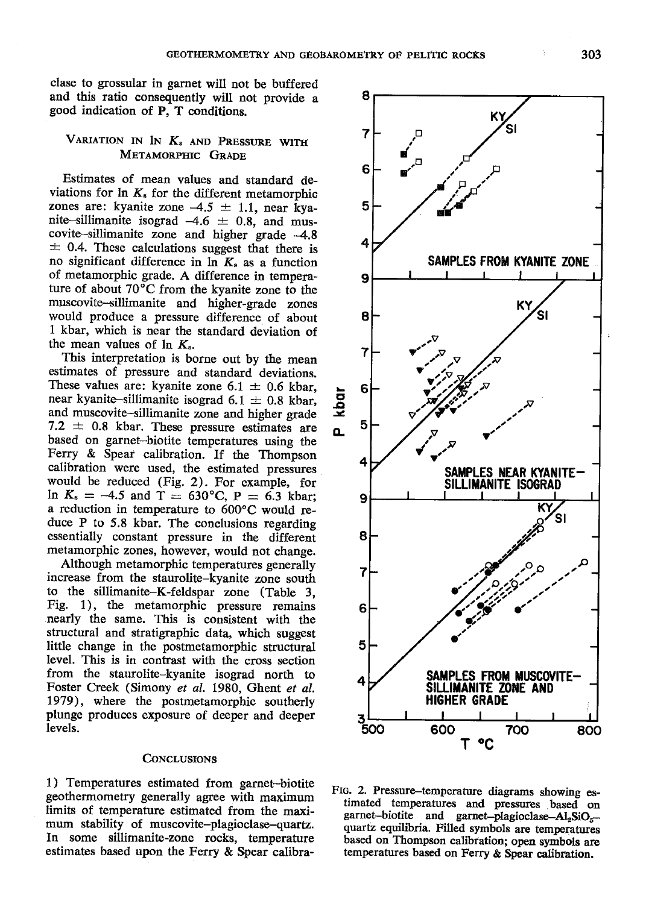clase to grossular in garnet will not be buffered and this ratio consequently will not provide a good indication of P, T conditions.

### Variation in ln $K_s$ and Pressure with Metamorphic Grade

Estimates of mean values and standard deviations for ln $K_s$ for the different metamorphic zones are: kyanite zone −4.5 ± 1.1, near kyanite–sillimanite isograd −4.6 ± 0.8, and muscovite–sillimanite zone and higher grade −4.8 ± 0.4. These calculations suggest that there is no significant difference in ln $K_s$ as a function of metamorphic grade. A difference in temperature of about 70°C from the kyanite zone to the muscovite–sillimanite and higher-grade zones would produce a pressure difference of about 1 kbar, which is near the standard deviation of the mean values of ln $K_s$.

This interpretation is borne out by the mean estimates of pressure and standard deviations. These values are: kyanite zone 6.1 ± 0.6 kbar, near kyanite–sillimanite isograd 6.1 ± 0.8 kbar, and muscovite–sillimanite zone and higher grade 7.2 ± 0.8 kbar. These pressure estimates are based on garnet–biotite temperatures using the Ferry & Spear calibration. If the Thompson calibration were used, the estimated pressures would be reduced (Fig. 2). For example, for ln $K_s$ = −4.5 and T = 630°C, P = 6.3 kbar; a reduction in temperature to 600°C would reduce P to 5.8 kbar. The conclusions regarding essentially constant pressure in the different metamorphic zones, however, would not change.

Although metamorphic temperatures generally increase from the staurolite–kyanite zone south to the sillimanite–K-feldspar zone (Table 3, Fig. 1), the metamorphic pressure remains nearly the same. This is consistent with the structural and stratigraphic data, which suggest little change in the postmetamorphic structural level. This is in contrast with the cross section from the staurolite–kyanite isograd north to Foster Creek (Simony *et al.* 1980, Ghent *et al.* 1979), where the postmetamorphic southerly plunge produces exposure of deeper and deeper levels.

### Conclusions

1) Temperatures estimated from garnet–biotite geothermometry generally agree with maximum limits of temperature estimated from the maximum stability of muscovite–plagioclase–quartz. In some sillimanite-zone rocks, temperature estimates based upon the Ferry & Spear calibra-

FIG. 2. Pressure–temperature diagrams showing estimated temperatures and pressures based on garnet–biotite and garnet–plagioclase–$Al_2SiO_5$–quartz equilibria. Filled symbols are temperatures based on Thompson calibration; open symbols are temperatures based on Ferry & Spear calibration.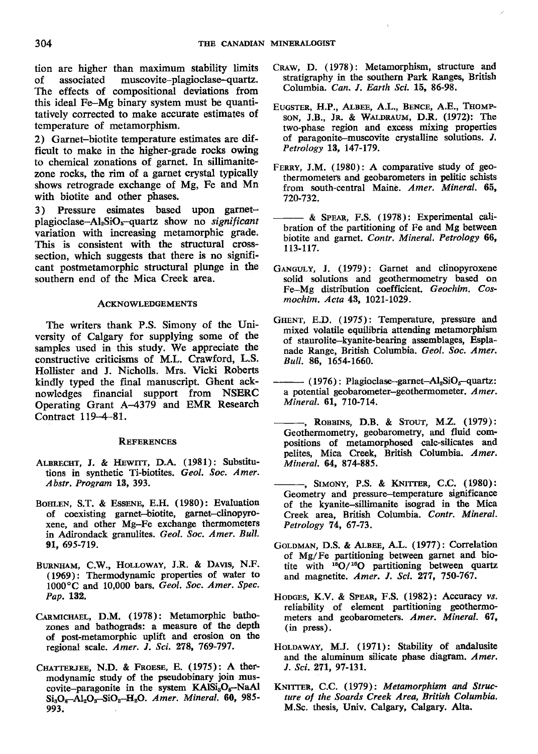tion are higher than maximum stability limits of associated muscovite–plagioclase–quartz. The effects of compositional deviations from this ideal Fe–Mg binary system must be quantitatively corrected to make accurate estimates of temperature of metamorphism.

2) Garnet–biotite temperature estimates are difficult to make in the higher-grade rocks owing to chemical zonations of garnet. In sillimanite-zone rocks, the rim of a garnet crystal typically shows retrograde exchange of Mg, Fe and Mn with biotite and other phases.

3) Pressure esimates based upon garnet–plagioclase–$Al_2SiO_5$–quartz show no *significant* variation with increasing metamorphic grade. This is consistent with the structural cross-section, which suggests that there is no significant postmetamorphic structural plunge in the southern end of the Mica Creek area.

## Acknowledgements

The writers thank P.S. Simony of the University of Calgary for supplying some of the samples used in this study. We appreciate the constructive criticisms of M.L. Crawford, L.S. Hollister and J. Nicholls. Mrs. Vicki Roberts kindly typed the final manuscript. Ghent acknowledges financial support from NSERC Operating Grant A–4379 and EMR Research Contract 119–4–81.

## References

Albrecht, J. & Hewitt, D.A. (1981): Substitutions in synthetic Ti-biotites. *Geol. Soc. Amer. Abstr. Program* **13**, 393.

Bohlen, S.T. & Essene, E.H. (1980): Evaluation of coexisting garnet–biotite, garnet–clinopyroxene, and other Mg–Fe exchange thermometers in Adirondack granulites. *Geol. Soc. Amer. Bull.* **91**, 695-719.

Burnham, C.W., Holloway, J.R. & Davis, N.F. (1969): Thermodynamic properties of water to 1000°C and 10,000 bars. *Geol. Soc. Amer. Spec. Pap.* **132**.

Carmichael, D.M. (1978): Metamorphic bathozones and bathograds: a measure of the depth of post-metamorphic uplift and erosion on the regional scale. *Amer. J. Sci.* **278**, 769-797.

Chatterjee, N.D. & Froese, E. (1975): A thermodynamic study of the pseudobinary join muscovite–paragonite in the system $KAlSi_3O_8$–$NaAlSi_3O_8$–$Al_2O_3$–$SiO_2$–$H_2O$. *Amer. Mineral.* **60**, 985-993.

Craw, D. (1978): Metamorphism, structure and stratigraphy in the southern Park Ranges, British Columbia. *Can. J. Earth Sci.* **15**, 86-98.

Eugster, H.P., Albee, A.L., Bence, A.E., Thompson, J.B., Jr. & Waldraum, D.R. (1972): The two-phase region and excess mixing properties of paragonite–muscovite crystalline solutions. *J. Petrology* **13**, 147-179.

Ferry, J.M. (1980): A comparative study of geothermometers and geobarometers in pelitic schists from south-central Maine. *Amer. Mineral.* **65**, 720-732.

——— & Spear, F.S. (1978): Experimental calibration of the partitioning of Fe and Mg between biotite and garnet. *Contr. Mineral. Petrology* **66**, 113-117.

Ganguly, J. (1979): Garnet and clinopyroxene solid solutions and geothermometry based on Fe–Mg distribution coefficient. *Geochim. Cosmochim. Acta* **43**, 1021-1029.

Ghent, E.D. (1975): Temperature, pressure and mixed volatile equilibria attending metamorphism of staurolite–kyanite-bearing assemblages, Esplanade Range, British Columbia. *Geol. Soc. Amer. Bull.* **86**, 1654-1660.

——— (1976): Plagioclase–garnet–$Al_2SiO_5$–quartz: a potential geobarometer–geothermometer. *Amer. Mineral.* **61**, 710-714.

———, Robbins, D.B. & Stout, M.Z. (1979): Geothermometry, geobarometry, and fluid compositions of metamorphosed calc-silicates and pelites, Mica Creek, British Columbia. *Amer. Mineral.* **64**, 874-885.

———, Simony, P.S. & Knitter, C.C. (1980): Geometry and pressure–temperature significance of the kyanite–sillimanite isograd in the Mica Creek area, British Columbia. *Contr. Mineral. Petrology* **74**, 67-73.

Goldman, D.S. & Albee, A.L. (1977): Correlation of Mg/Fe partitioning between garnet and biotite with $^{18}O/^{16}O$ partitioning between quartz and magnetite. *Amer. J. Sci.* **277**, 750-767.

Hodges, K.V. & Spear, F.S. (1982): Accuracy *vs.* reliability of element partitioning geothermometers and geobarometers. *Amer. Mineral.* **67**, (in press).

Holdaway, M.J. (1971): Stability of andalusite and the aluminum silicate phase diagram. *Amer. J. Sci.* **271**, 97-131.

Knitter, C.C. (1979): *Metamorphism and Structure of the Soards Creek Area, British Columbia.* M.Sc. thesis, Univ. Calgary, Calgary. Alta.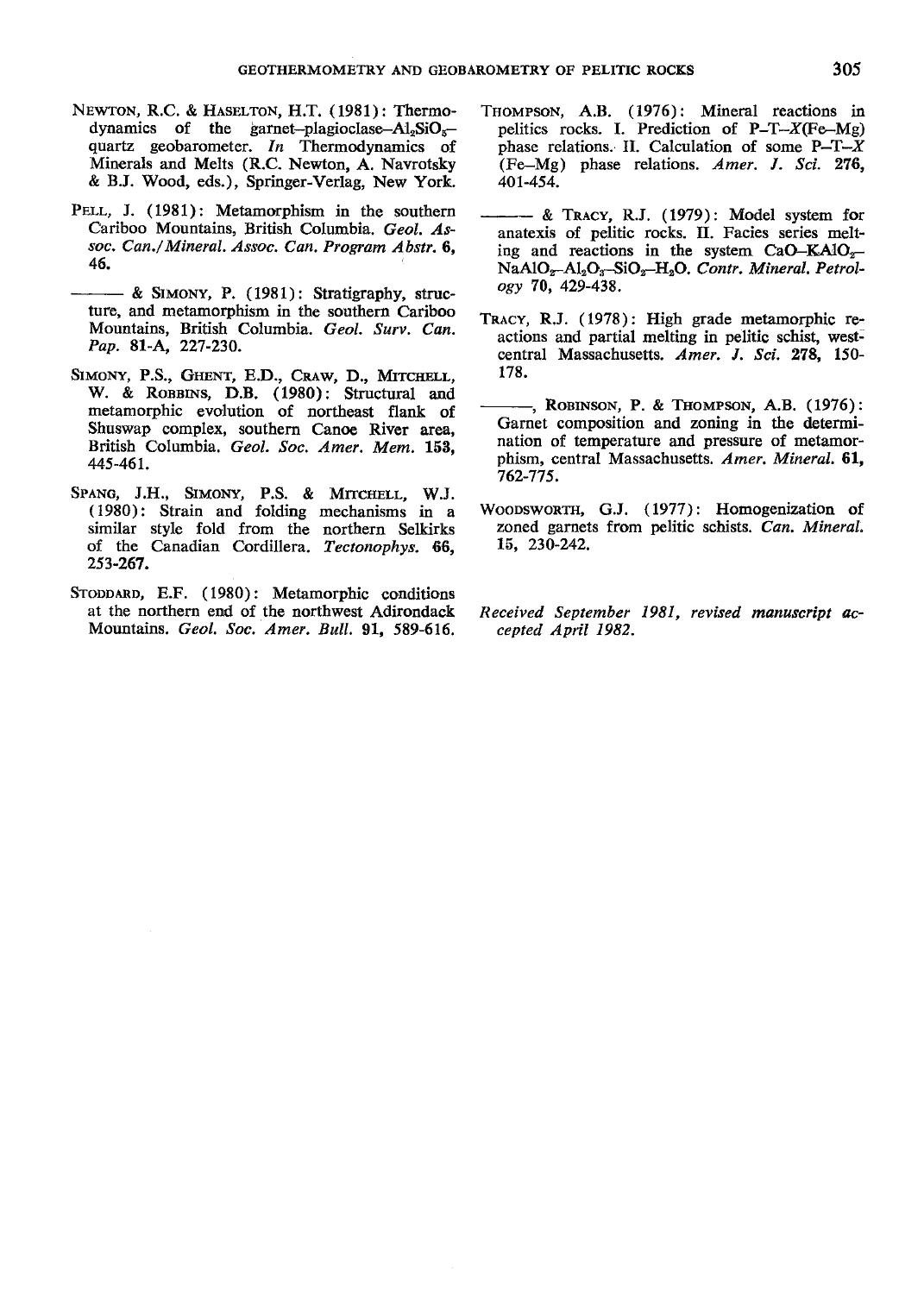NEWTON, R.C. & HASELTON, H.T. (1981): Thermodynamics of the garnet–plagioclase–$Al_2SiO_5$–quartz geobarometer. *In* Thermodynamics of Minerals and Melts (R.C. Newton, A. Navrotsky & B.J. Wood, eds.), Springer-Verlag, New York.

PELL, J. (1981): Metamorphism in the southern Cariboo Mountains, British Columbia. *Geol. Assoc. Can./Mineral. Assoc. Can. Program Abstr.* **6**, 46.

——— & SIMONY, P. (1981): Stratigraphy, structure, and metamorphism in the southern Cariboo Mountains, British Columbia. *Geol. Surv. Can. Pap.* **81-A**, 227-230.

SIMONY, P.S., GHENT, E.D., CRAW, D., MITCHELL, W. & ROBBINS, D.B. (1980): Structural and metamorphic evolution of northeast flank of Shuswap complex, southern Canoe River area, British Columbia. *Geol. Soc. Amer. Mem.* **153**, 445-461.

SPANG, J.H., SIMONY, P.S. & MITCHELL, W.J. (1980): Strain and folding mechanisms in a similar style fold from the northern Selkirks of the Canadian Cordillera. *Tectonophys.* **66**, 253-267.

STODDARD, E.F. (1980): Metamorphic conditions at the northern end of the northwest Adirondack Mountains. *Geol. Soc. Amer. Bull.* **91**, 589-616.

THOMPSON, A.B. (1976): Mineral reactions in pelitics rocks. I. Prediction of P–T–*X*(Fe–Mg) phase relations. II. Calculation of some P–T–*X* (Fe–Mg) phase relations. *Amer. J. Sci.* **276**, 401-454.

——— & TRACY, R.J. (1979): Model system for anatexis of pelitic rocks. II. Facies series melting and reactions in the system $CaO$–$KAlO_2$–$NaAlO_2$–$Al_2O_3$–$SiO_2$–$H_2O$. *Contr. Mineral. Petrology* **70**, 429-438.

TRACY, R.J. (1978): High grade metamorphic reactions and partial melting in pelitic schist, west-central Massachusetts. *Amer. J. Sci.* **278**, 150-178.

———, ROBINSON, P. & THOMPSON, A.B. (1976): Garnet composition and zoning in the determination of temperature and pressure of metamorphism, central Massachusetts. *Amer. Mineral.* **61**, 762-775.

WOODSWORTH, G.J. (1977): Homogenization of zoned garnets from pelitic schists. *Can. Mineral.* **15**, 230-242.

*Received September 1981, revised manuscript accepted April 1982.*